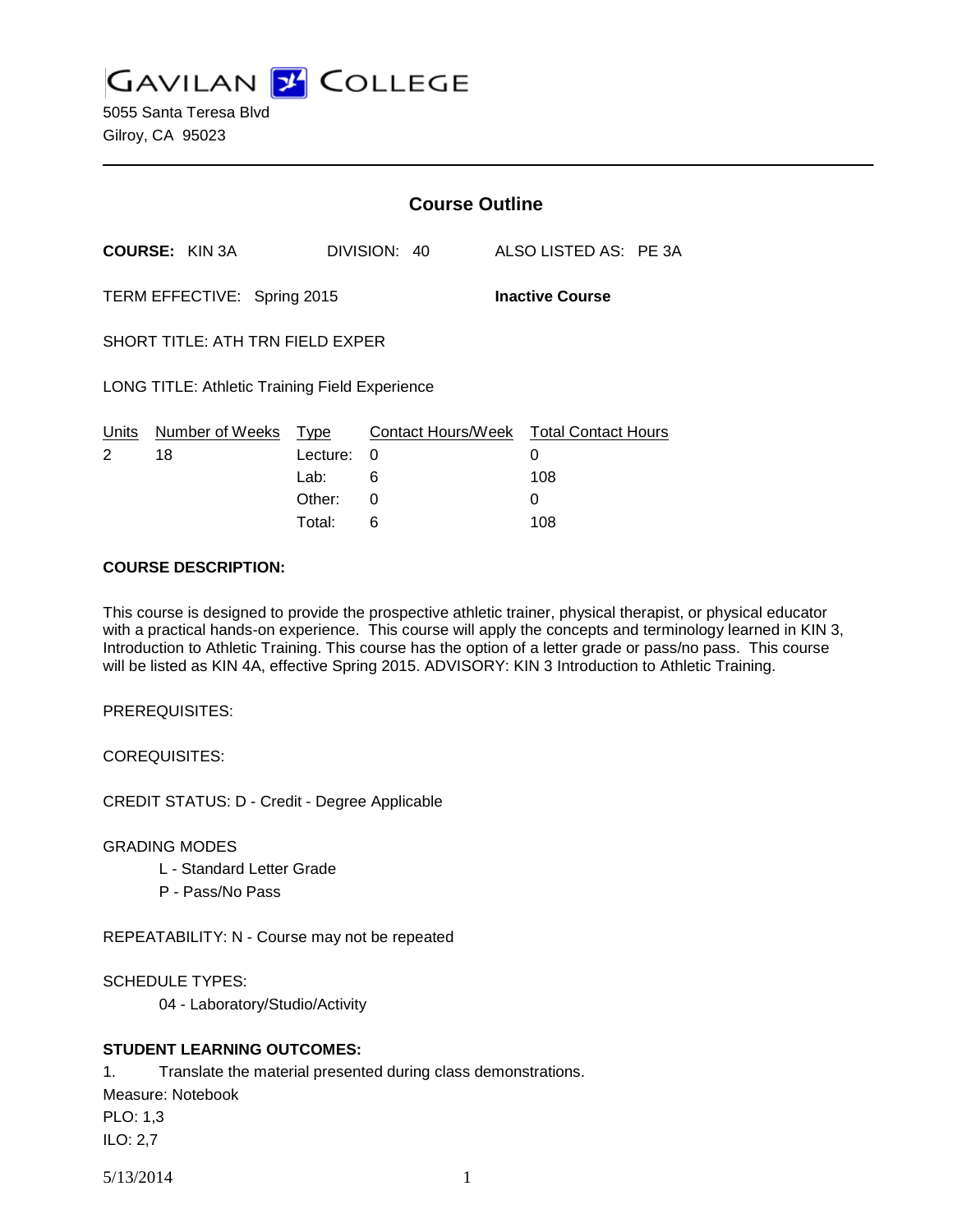# GAVILAN COLLEGE

5055 Santa Teresa Blvd
Gilroy, CA 95023

## Course Outline

**COURSE:** KIN 3A    DIVISION: 40    ALSO LISTED AS: PE 3A

TERM EFFECTIVE: Spring 2015    **Inactive Course**

SHORT TITLE: ATH TRN FIELD EXPER

LONG TITLE: Athletic Training Field Experience

| Units | Number of Weeks | Type | Contact Hours/Week | Total Contact Hours |
|---|---|---|---|---|
| 2 | 18 | Lecture: | 0 | 0 |
| | | Lab: | 6 | 108 |
| | | Other: | 0 | 0 |
| | | Total: | 6 | 108 |

**COURSE DESCRIPTION:**

This course is designed to provide the prospective athletic trainer, physical therapist, or physical educator with a practical hands-on experience. This course will apply the concepts and terminology learned in KIN 3, Introduction to Athletic Training. This course has the option of a letter grade or pass/no pass. This course will be listed as KIN 4A, effective Spring 2015. ADVISORY: KIN 3 Introduction to Athletic Training.

PREREQUISITES:

COREQUISITES:

CREDIT STATUS: D - Credit - Degree Applicable

GRADING MODES

L - Standard Letter Grade
P - Pass/No Pass

REPEATABILITY: N - Course may not be repeated

SCHEDULE TYPES:

04 - Laboratory/Studio/Activity

**STUDENT LEARNING OUTCOMES:**

1. Translate the material presented during class demonstrations.
Measure: Notebook
PLO: 1,3
ILO: 2,7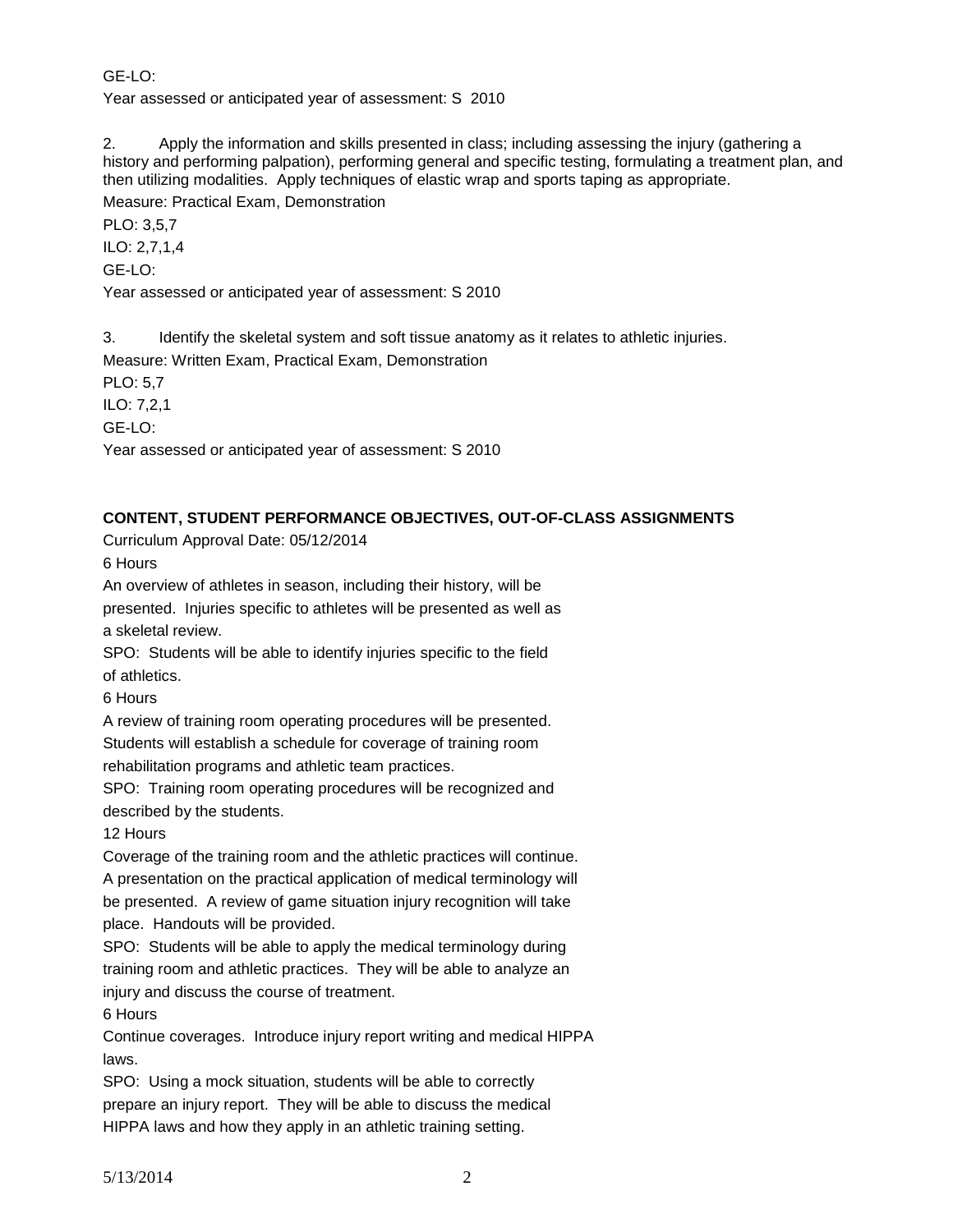GE-LO:

Year assessed or anticipated year of assessment: S 2010

2. Apply the information and skills presented in class; including assessing the injury (gathering a history and performing palpation), performing general and specific testing, formulating a treatment plan, and then utilizing modalities. Apply techniques of elastic wrap and sports taping as appropriate.

Measure: Practical Exam, Demonstration

PLO: 3,5,7

ILO: 2,7,1,4

GE-LO:

Year assessed or anticipated year of assessment: S 2010

3. Identify the skeletal system and soft tissue anatomy as it relates to athletic injuries.

Measure: Written Exam, Practical Exam, Demonstration

PLO: 5,7

ILO: 7,2,1

GE-LO:

Year assessed or anticipated year of assessment: S 2010

**CONTENT, STUDENT PERFORMANCE OBJECTIVES, OUT-OF-CLASS ASSIGNMENTS**

Curriculum Approval Date: 05/12/2014

6 Hours

An overview of athletes in season, including their history, will be presented. Injuries specific to athletes will be presented as well as a skeletal review.

SPO: Students will be able to identify injuries specific to the field of athletics.

6 Hours

A review of training room operating procedures will be presented. Students will establish a schedule for coverage of training room rehabilitation programs and athletic team practices.

SPO: Training room operating procedures will be recognized and described by the students.

12 Hours

Coverage of the training room and the athletic practices will continue. A presentation on the practical application of medical terminology will be presented. A review of game situation injury recognition will take place. Handouts will be provided.

SPO: Students will be able to apply the medical terminology during training room and athletic practices. They will be able to analyze an injury and discuss the course of treatment.

6 Hours

Continue coverages. Introduce injury report writing and medical HIPPA laws.

SPO: Using a mock situation, students will be able to correctly prepare an injury report. They will be able to discuss the medical HIPPA laws and how they apply in an athletic training setting.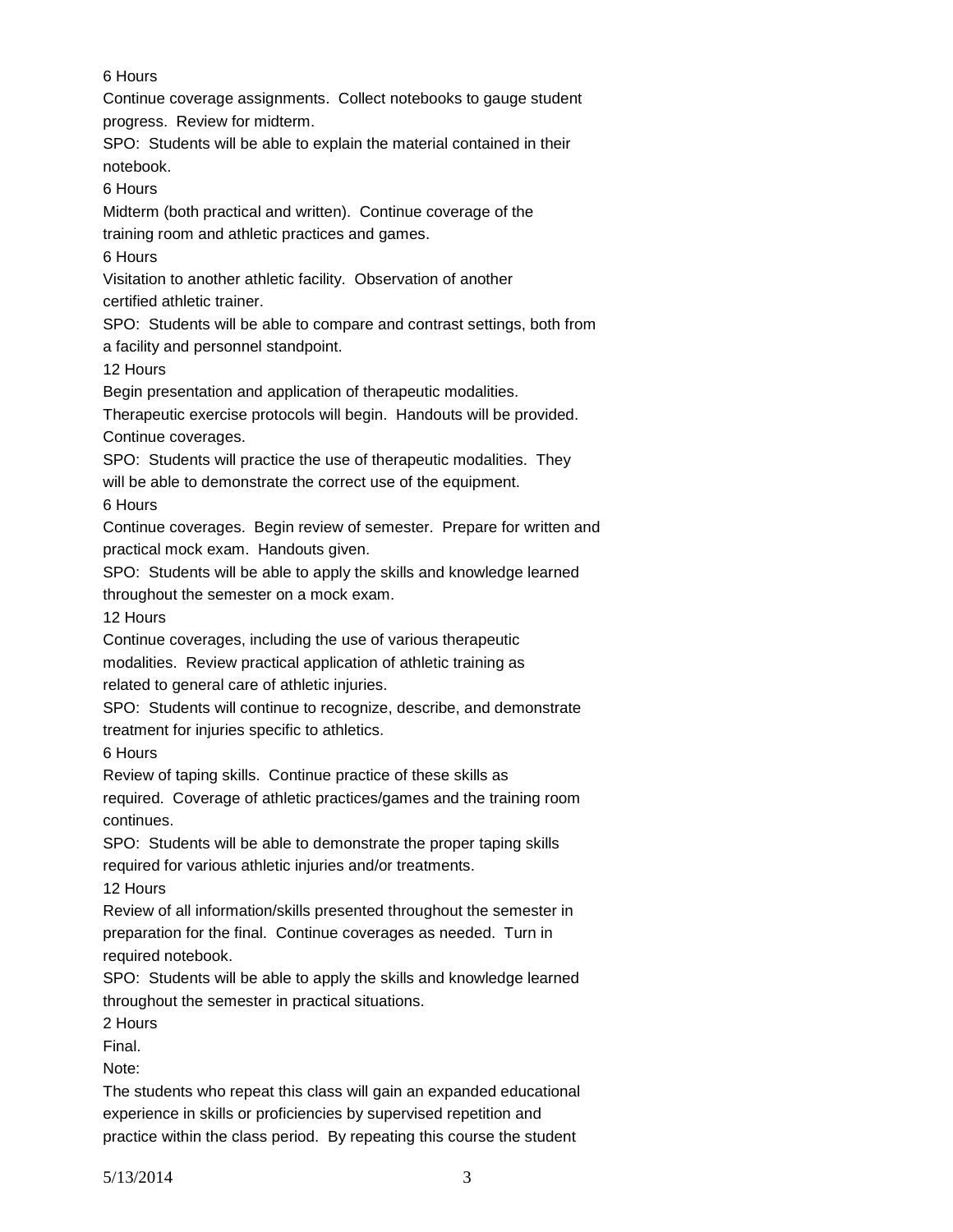6 Hours

Continue coverage assignments. Collect notebooks to gauge student progress. Review for midterm.

SPO: Students will be able to explain the material contained in their notebook.

6 Hours

Midterm (both practical and written). Continue coverage of the training room and athletic practices and games.

6 Hours

Visitation to another athletic facility. Observation of another certified athletic trainer.

SPO: Students will be able to compare and contrast settings, both from a facility and personnel standpoint.

12 Hours

Begin presentation and application of therapeutic modalities. Therapeutic exercise protocols will begin. Handouts will be provided. Continue coverages.

SPO: Students will practice the use of therapeutic modalities. They will be able to demonstrate the correct use of the equipment.

6 Hours

Continue coverages. Begin review of semester. Prepare for written and practical mock exam. Handouts given.

SPO: Students will be able to apply the skills and knowledge learned throughout the semester on a mock exam.

12 Hours

Continue coverages, including the use of various therapeutic modalities. Review practical application of athletic training as related to general care of athletic injuries.

SPO: Students will continue to recognize, describe, and demonstrate treatment for injuries specific to athletics.

6 Hours

Review of taping skills. Continue practice of these skills as required. Coverage of athletic practices/games and the training room continues.

SPO: Students will be able to demonstrate the proper taping skills required for various athletic injuries and/or treatments.

12 Hours

Review of all information/skills presented throughout the semester in preparation for the final. Continue coverages as needed. Turn in required notebook.

SPO: Students will be able to apply the skills and knowledge learned throughout the semester in practical situations.

2 Hours

Final.

Note:

The students who repeat this class will gain an expanded educational experience in skills or proficiencies by supervised repetition and practice within the class period. By repeating this course the student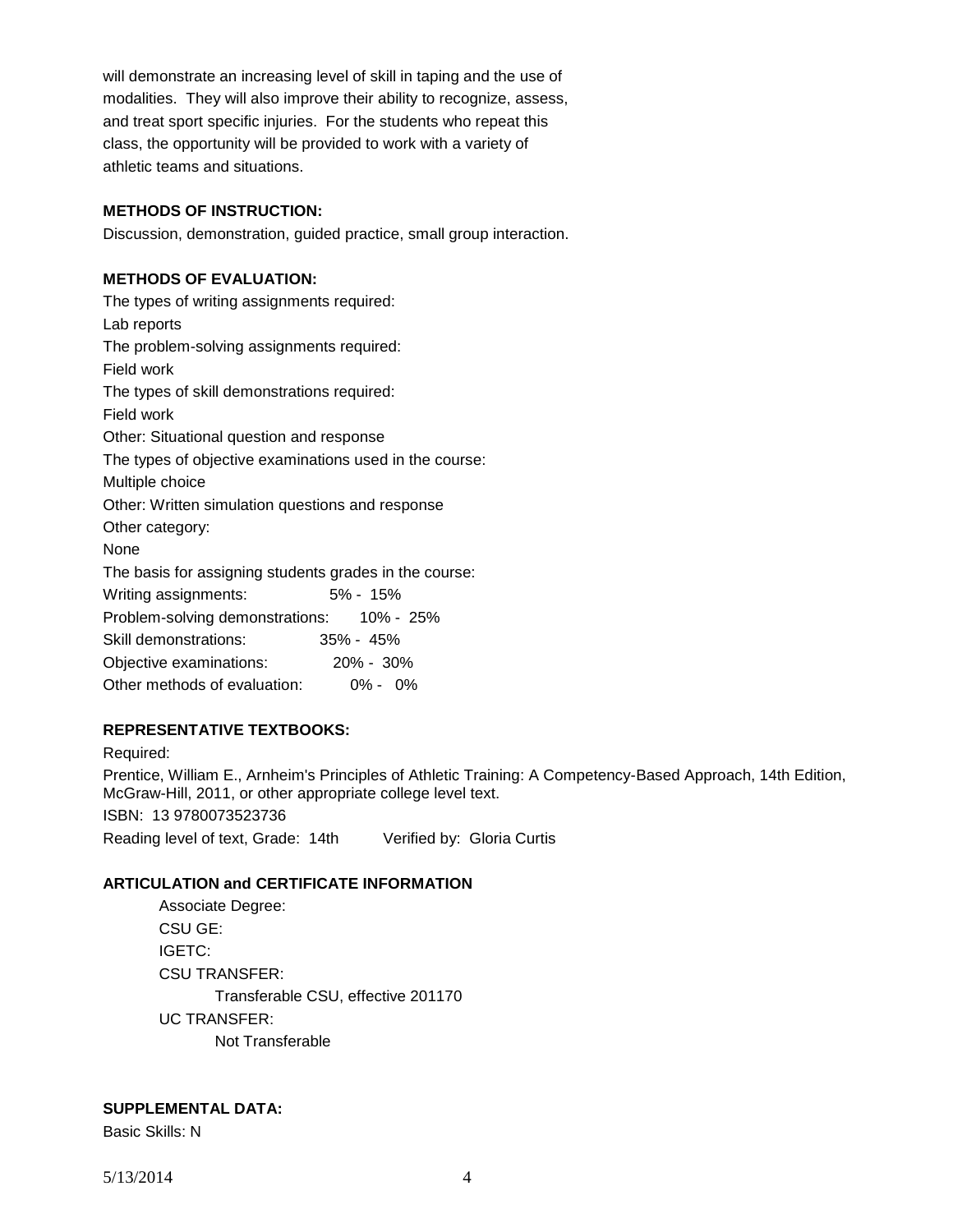will demonstrate an increasing level of skill in taping and the use of modalities. They will also improve their ability to recognize, assess, and treat sport specific injuries. For the students who repeat this class, the opportunity will be provided to work with a variety of athletic teams and situations.

**METHODS OF INSTRUCTION:**

Discussion, demonstration, guided practice, small group interaction.

**METHODS OF EVALUATION:**

The types of writing assignments required:
Lab reports
The problem-solving assignments required:
Field work
The types of skill demonstrations required:
Field work
Other: Situational question and response
The types of objective examinations used in the course:
Multiple choice
Other: Written simulation questions and response
Other category:
None
The basis for assigning students grades in the course:

| | |
|---|---|
| Writing assignments: | 5% - 15% |
| Problem-solving demonstrations: | 10% - 25% |
| Skill demonstrations: | 35% - 45% |
| Objective examinations: | 20% - 30% |
| Other methods of evaluation: | 0% - 0% |

**REPRESENTATIVE TEXTBOOKS:**

Required:
Prentice, William E., Arnheim's Principles of Athletic Training: A Competency-Based Approach, 14th Edition, McGraw-Hill, 2011, or other appropriate college level text.
ISBN: 13 9780073523736
Reading level of text, Grade: 14th Verified by: Gloria Curtis

**ARTICULATION and CERTIFICATE INFORMATION**

Associate Degree:
CSU GE:
IGETC:
CSU TRANSFER:
Transferable CSU, effective 201170
UC TRANSFER:
Not Transferable

**SUPPLEMENTAL DATA:**

Basic Skills: N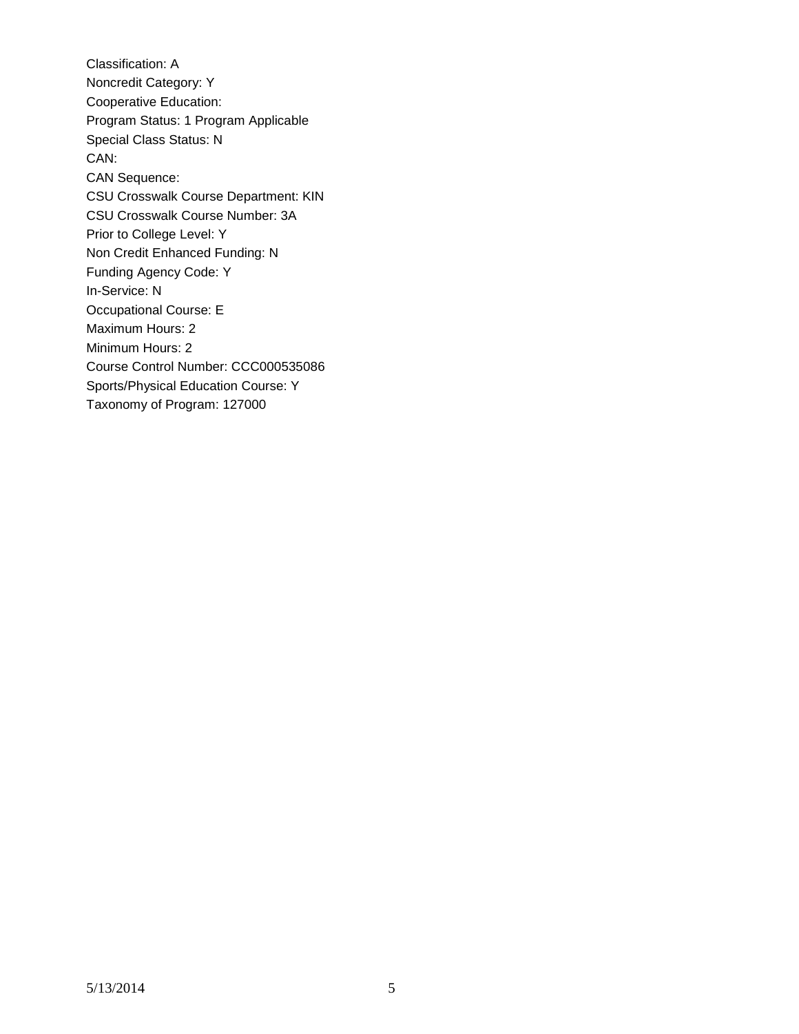Classification: A
Noncredit Category: Y
Cooperative Education:
Program Status: 1 Program Applicable
Special Class Status: N
CAN:
CAN Sequence:
CSU Crosswalk Course Department: KIN
CSU Crosswalk Course Number: 3A
Prior to College Level: Y
Non Credit Enhanced Funding: N
Funding Agency Code: Y
In-Service: N
Occupational Course: E
Maximum Hours: 2
Minimum Hours: 2
Course Control Number: CCC000535086
Sports/Physical Education Course: Y
Taxonomy of Program: 127000